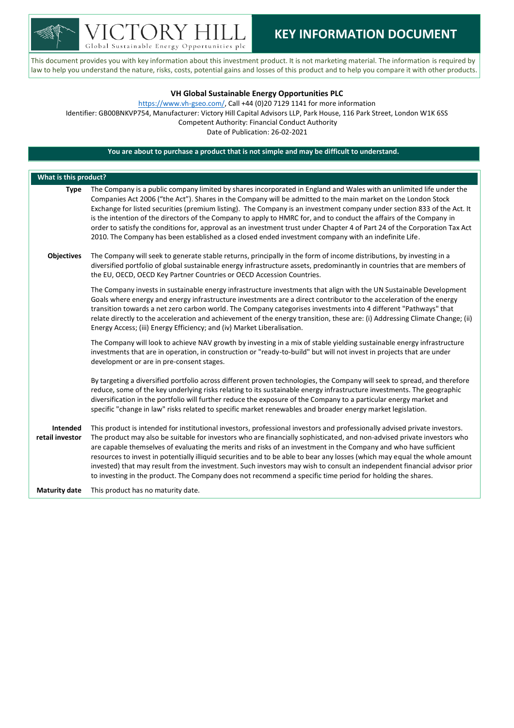# KEY INFORMATION DOCUMENT

VICTORY HILL
Global Sustainable Energy Opportunities plc

This document provides you with key information about this investment product. It is not marketing material. The information is required by law to help you understand the nature, risks, costs, potential gains and losses of this product and to help you compare it with other products.

**VH Global Sustainable Energy Opportunities PLC**

https://www.vh-gseo.com/, Call +44 (0)20 7129 1141 for more information
Identifier: GB00BNKVP754, Manufacturer: Victory Hill Capital Advisors LLP, Park House, 116 Park Street, London W1K 6SS
Competent Authority: Financial Conduct Authority
Date of Publication: 26-02-2021

**You are about to purchase a product that is not simple and may be difficult to understand.**

## What is this product?

**Type** The Company is a public company limited by shares incorporated in England and Wales with an unlimited life under the Companies Act 2006 ("the Act"). Shares in the Company will be admitted to the main market on the London Stock Exchange for listed securities (premium listing). The Company is an investment company under section 833 of the Act. It is the intention of the directors of the Company to apply to HMRC for, and to conduct the affairs of the Company in order to satisfy the conditions for, approval as an investment trust under Chapter 4 of Part 24 of the Corporation Tax Act 2010. The Company has been established as a closed ended investment company with an indefinite Life.

**Objectives** The Company will seek to generate stable returns, principally in the form of income distributions, by investing in a diversified portfolio of global sustainable energy infrastructure assets, predominantly in countries that are members of the EU, OECD, OECD Key Partner Countries or OECD Accession Countries.

The Company invests in sustainable energy infrastructure investments that align with the UN Sustainable Development Goals where energy and energy infrastructure investments are a direct contributor to the acceleration of the energy transition towards a net zero carbon world. The Company categorises investments into 4 different "Pathways" that relate directly to the acceleration and achievement of the energy transition, these are: (i) Addressing Climate Change; (ii) Energy Access; (iii) Energy Efficiency; and (iv) Market Liberalisation.

The Company will look to achieve NAV growth by investing in a mix of stable yielding sustainable energy infrastructure investments that are in operation, in construction or "ready-to-build" but will not invest in projects that are under development or are in pre-consent stages.

By targeting a diversified portfolio across different proven technologies, the Company will seek to spread, and therefore reduce, some of the key underlying risks relating to its sustainable energy infrastructure investments. The geographic diversification in the portfolio will further reduce the exposure of the Company to a particular energy market and specific "change in law" risks related to specific market renewables and broader energy market legislation.

**Intended retail investor** This product is intended for institutional investors, professional investors and professionally advised private investors. The product may also be suitable for investors who are financially sophisticated, and non-advised private investors who are capable themselves of evaluating the merits and risks of an investment in the Company and who have sufficient resources to invest in potentially illiquid securities and to be able to bear any losses (which may equal the whole amount invested) that may result from the investment. Such investors may wish to consult an independent financial advisor prior to investing in the product. The Company does not recommend a specific time period for holding the shares.

**Maturity date** This product has no maturity date.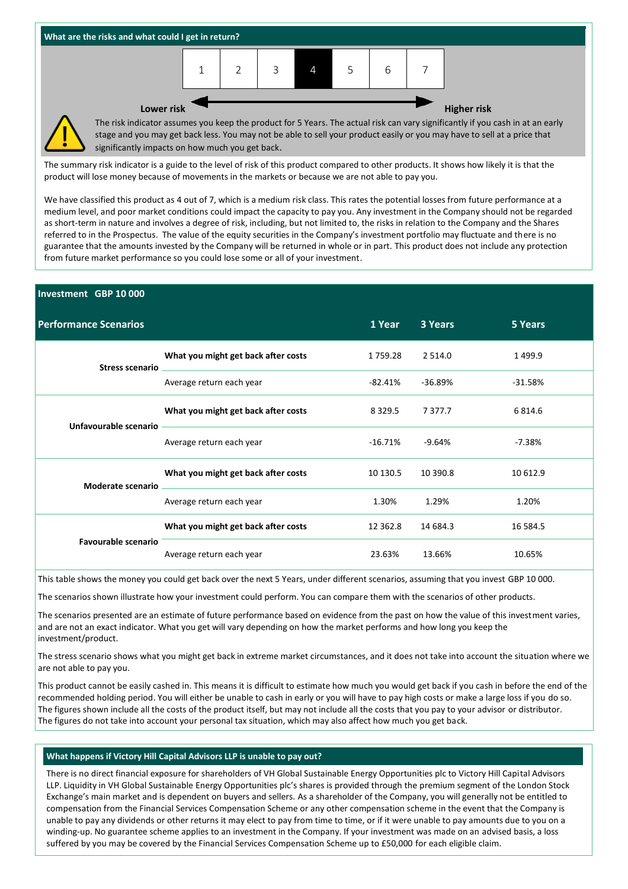## What are the risks and what could I get in return?

| 1 | 2 | 3 | **4** | 5 | 6 | 7 |
|---|---|---|---|---|---|---|

**Lower risk** ◄────────────► **Higher risk**

The risk indicator assumes you keep the product for 5 Years. The actual risk can vary significantly if you cash in at an early stage and you may get back less. You may not be able to sell your product easily or you may have to sell at a price that significantly impacts on how much you get back.

The summary risk indicator is a guide to the level of risk of this product compared to other products. It shows how likely it is that the product will lose money because of movements in the markets or because we are not able to pay you.

We have classified this product as 4 out of 7, which is a medium risk class. This rates the potential losses from future performance at a medium level, and poor market conditions could impact the capacity to pay you. Any investment in the Company should not be regarded as short-term in nature and involves a degree of risk, including, but not limited to, the risks in relation to the Company and the Shares referred to in the Prospectus. The value of the equity securities in the Company's investment portfolio may fluctuate and there is no guarantee that the amounts invested by the Company will be returned in whole or in part. This product does not include any protection from future market performance so you could lose some or all of your investment.

**Investment GBP 10 000**

| Performance Scenarios | | 1 Year | 3 Years | 5 Years |
|---|---|---|---|---|
| **Stress scenario** | **What you might get back after costs** | 1 759.28 | 2 514.0 | 1 499.9 |
| | Average return each year | -82.41% | -36.89% | -31.58% |
| **Unfavourable scenario** | **What you might get back after costs** | 8 329.5 | 7 377.7 | 6 814.6 |
| | Average return each year | -16.71% | -9.64% | -7.38% |
| **Moderate scenario** | **What you might get back after costs** | 10 130.5 | 10 390.8 | 10 612.9 |
| | Average return each year | 1.30% | 1.29% | 1.20% |
| **Favourable scenario** | **What you might get back after costs** | 12 362.8 | 14 684.3 | 16 584.5 |
| | Average return each year | 23.63% | 13.66% | 10.65% |

This table shows the money you could get back over the next 5 Years, under different scenarios, assuming that you invest GBP 10 000.

The scenarios shown illustrate how your investment could perform. You can compare them with the scenarios of other products.

The scenarios presented are an estimate of future performance based on evidence from the past on how the value of this investment varies, and are not an exact indicator. What you get will vary depending on how the market performs and how long you keep the investment/product.

The stress scenario shows what you might get back in extreme market circumstances, and it does not take into account the situation where we are not able to pay you.

This product cannot be easily cashed in. This means it is difficult to estimate how much you would get back if you cash in before the end of the recommended holding period. You will either be unable to cash in early or you will have to pay high costs or make a large loss if you do so. The figures shown include all the costs of the product itself, but may not include all the costs that you pay to your advisor or distributor. The figures do not take into account your personal tax situation, which may also affect how much you get back.

## What happens if Victory Hill Capital Advisors LLP is unable to pay out?

There is no direct financial exposure for shareholders of VH Global Sustainable Energy Opportunities plc to Victory Hill Capital Advisors LLP. Liquidity in VH Global Sustainable Energy Opportunities plc's shares is provided through the premium segment of the London Stock Exchange's main market and is dependent on buyers and sellers. As a shareholder of the Company, you will generally not be entitled to compensation from the Financial Services Compensation Scheme or any other compensation scheme in the event that the Company is unable to pay any dividends or other returns it may elect to pay from time to time, or if it were unable to pay amounts due to you on a winding-up. No guarantee scheme applies to an investment in the Company. If your investment was made on an advised basis, a loss suffered by you may be covered by the Financial Services Compensation Scheme up to £50,000 for each eligible claim.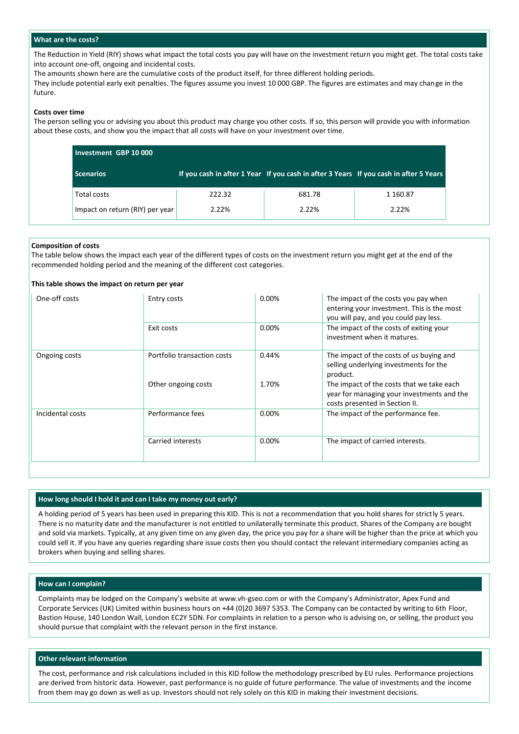## What are the costs?

The Reduction in Yield (RIY) shows what impact the total costs you pay will have on the investment return you might get. The total costs take into account one-off, ongoing and incidental costs.

The amounts shown here are the cumulative costs of the product itself, for three different holding periods.

They include potential early exit penalties. The figures assume you invest 10 000 GBP. The figures are estimates and may change in the future.

### Costs over time

The person selling you or advising you about this product may charge you other costs. If so, this person will provide you with information about these costs, and show you the impact that all costs will have on your investment over time.

| Investment GBP 10 000 | | | |
|---|---|---|---|
| **Scenarios** | **If you cash in after 1 Year** | **If you cash in after 3 Years** | **If you cash in after 5 Years** |
| Total costs | 222.32 | 681.78 | 1 160.87 |
| Impact on return (RIY) per year | 2.22% | 2.22% | 2.22% |

### Composition of costs

The table below shows the impact each year of the different types of costs on the investment return you might get at the end of the recommended holding period and the meaning of the different cost categories.

**This table shows the impact on return per year**

| | | | |
|---|---|---|---|
| One-off costs | Entry costs | 0.00% | The impact of the costs you pay when entering your investment. This is the most you will pay, and you could pay less. |
| | Exit costs | 0.00% | The impact of the costs of exiting your investment when it matures. |
| Ongoing costs | Portfolio transaction costs | 0.44% | The impact of the costs of us buying and selling underlying investments for the product. |
| | Other ongoing costs | 1.70% | The impact of the costs that we take each year for managing your investments and the costs presented in Section II. |
| Incidental costs | Performance fees | 0.00% | The impact of the performance fee. |
| | Carried interests | 0.00% | The impact of carried interests. |

## How long should I hold it and can I take my money out early?

A holding period of 5 years has been used in preparing this KID. This is not a recommendation that you hold shares for strictly 5 years. There is no maturity date and the manufacturer is not entitled to unilaterally terminate this product. Shares of the Company are bought and sold via markets. Typically, at any given time on any given day, the price you pay for a share will be higher than the price at which you could sell it. If you have any queries regarding share issue costs then you should contact the relevant intermediary companies acting as brokers when buying and selling shares.

## How can I complain?

Complaints may be lodged on the Company's website at www.vh-gseo.com or with the Company's Administrator, Apex Fund and Corporate Services (UK) Limited within business hours on +44 (0)20 3697 5353. The Company can be contacted by writing to 6th Floor, Bastion House, 140 London Wall, London EC2Y 5DN. For complaints in relation to a person who is advising on, or selling, the product you should pursue that complaint with the relevant person in the first instance.

## Other relevant information

The cost, performance and risk calculations included in this KID follow the methodology prescribed by EU rules. Performance projections are derived from historic data. However, past performance is no guide of future performance. The value of investments and the income from them may go down as well as up. Investors should not rely solely on this KID in making their investment decisions.